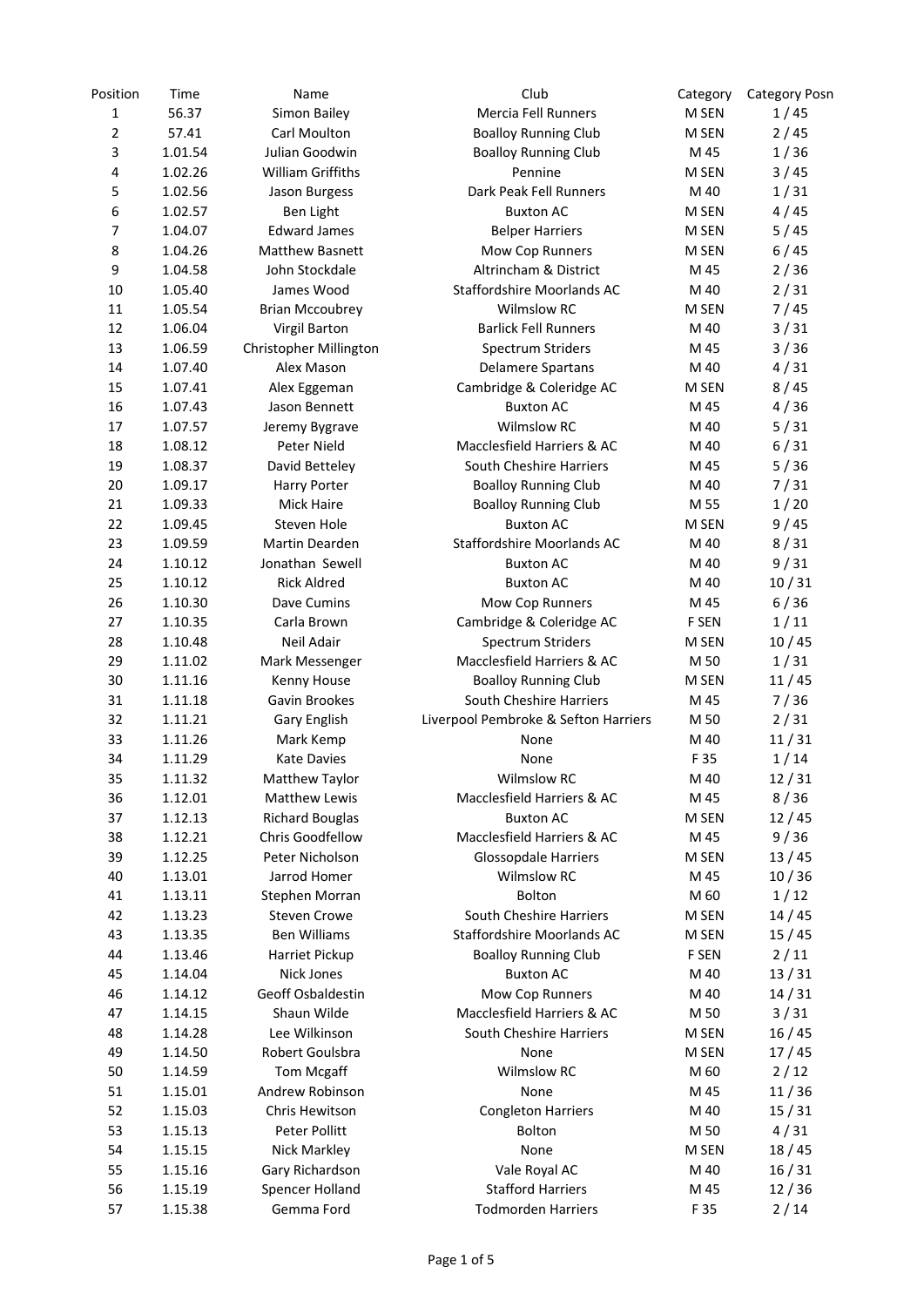| Position | Time | Name | Club | Category | Category Posn |
| --- | --- | --- | --- | --- | --- |
| 1 | 56.37 | Simon Bailey | Mercia Fell Runners | M SEN | 1 / 45 |
| 2 | 57.41 | Carl Moulton | Boalloy Running Club | M SEN | 2 / 45 |
| 3 | 1.01.54 | Julian Goodwin | Boalloy Running Club | M 45 | 1 / 36 |
| 4 | 1.02.26 | William Griffiths | Pennine | M SEN | 3 / 45 |
| 5 | 1.02.56 | Jason Burgess | Dark Peak Fell Runners | M 40 | 1 / 31 |
| 6 | 1.02.57 | Ben Light | Buxton AC | M SEN | 4 / 45 |
| 7 | 1.04.07 | Edward James | Belper Harriers | M SEN | 5 / 45 |
| 8 | 1.04.26 | Matthew Basnett | Mow Cop Runners | M SEN | 6 / 45 |
| 9 | 1.04.58 | John Stockdale | Altrincham & District | M 45 | 2 / 36 |
| 10 | 1.05.40 | James Wood | Staffordshire Moorlands AC | M 40 | 2 / 31 |
| 11 | 1.05.54 | Brian Mccoubrey | Wilmslow RC | M SEN | 7 / 45 |
| 12 | 1.06.04 | Virgil Barton | Barlick Fell Runners | M 40 | 3 / 31 |
| 13 | 1.06.59 | Christopher Millington | Spectrum Striders | M 45 | 3 / 36 |
| 14 | 1.07.40 | Alex Mason | Delamere Spartans | M 40 | 4 / 31 |
| 15 | 1.07.41 | Alex Eggeman | Cambridge & Coleridge AC | M SEN | 8 / 45 |
| 16 | 1.07.43 | Jason Bennett | Buxton AC | M 45 | 4 / 36 |
| 17 | 1.07.57 | Jeremy Bygrave | Wilmslow RC | M 40 | 5 / 31 |
| 18 | 1.08.12 | Peter Nield | Macclesfield Harriers & AC | M 40 | 6 / 31 |
| 19 | 1.08.37 | David Betteley | South Cheshire Harriers | M 45 | 5 / 36 |
| 20 | 1.09.17 | Harry Porter | Boalloy Running Club | M 40 | 7 / 31 |
| 21 | 1.09.33 | Mick Haire | Boalloy Running Club | M 55 | 1 / 20 |
| 22 | 1.09.45 | Steven Hole | Buxton AC | M SEN | 9 / 45 |
| 23 | 1.09.59 | Martin Dearden | Staffordshire Moorlands AC | M 40 | 8 / 31 |
| 24 | 1.10.12 | Jonathan Sewell | Buxton AC | M 40 | 9 / 31 |
| 25 | 1.10.12 | Rick Aldred | Buxton AC | M 40 | 10 / 31 |
| 26 | 1.10.30 | Dave Cumins | Mow Cop Runners | M 45 | 6 / 36 |
| 27 | 1.10.35 | Carla Brown | Cambridge & Coleridge AC | F SEN | 1 / 11 |
| 28 | 1.10.48 | Neil Adair | Spectrum Striders | M SEN | 10 / 45 |
| 29 | 1.11.02 | Mark Messenger | Macclesfield Harriers & AC | M 50 | 1 / 31 |
| 30 | 1.11.16 | Kenny House | Boalloy Running Club | M SEN | 11 / 45 |
| 31 | 1.11.18 | Gavin Brookes | South Cheshire Harriers | M 45 | 7 / 36 |
| 32 | 1.11.21 | Gary English | Liverpool Pembroke & Sefton Harriers | M 50 | 2 / 31 |
| 33 | 1.11.26 | Mark Kemp | None | M 40 | 11 / 31 |
| 34 | 1.11.29 | Kate Davies | None | F 35 | 1 / 14 |
| 35 | 1.11.32 | Matthew Taylor | Wilmslow RC | M 40 | 12 / 31 |
| 36 | 1.12.01 | Matthew Lewis | Macclesfield Harriers & AC | M 45 | 8 / 36 |
| 37 | 1.12.13 | Richard Bouglas | Buxton AC | M SEN | 12 / 45 |
| 38 | 1.12.21 | Chris Goodfellow | Macclesfield Harriers & AC | M 45 | 9 / 36 |
| 39 | 1.12.25 | Peter Nicholson | Glossopdale Harriers | M SEN | 13 / 45 |
| 40 | 1.13.01 | Jarrod Homer | Wilmslow RC | M 45 | 10 / 36 |
| 41 | 1.13.11 | Stephen Morran | Bolton | M 60 | 1 / 12 |
| 42 | 1.13.23 | Steven Crowe | South Cheshire Harriers | M SEN | 14 / 45 |
| 43 | 1.13.35 | Ben Williams | Staffordshire Moorlands AC | M SEN | 15 / 45 |
| 44 | 1.13.46 | Harriet Pickup | Boalloy Running Club | F SEN | 2 / 11 |
| 45 | 1.14.04 | Nick Jones | Buxton AC | M 40 | 13 / 31 |
| 46 | 1.14.12 | Geoff Osbaldestin | Mow Cop Runners | M 40 | 14 / 31 |
| 47 | 1.14.15 | Shaun Wilde | Macclesfield Harriers & AC | M 50 | 3 / 31 |
| 48 | 1.14.28 | Lee Wilkinson | South Cheshire Harriers | M SEN | 16 / 45 |
| 49 | 1.14.50 | Robert Goulsbra | None | M SEN | 17 / 45 |
| 50 | 1.14.59 | Tom Mcgaff | Wilmslow RC | M 60 | 2 / 12 |
| 51 | 1.15.01 | Andrew Robinson | None | M 45 | 11 / 36 |
| 52 | 1.15.03 | Chris Hewitson | Congleton Harriers | M 40 | 15 / 31 |
| 53 | 1.15.13 | Peter Pollitt | Bolton | M 50 | 4 / 31 |
| 54 | 1.15.15 | Nick Markley | None | M SEN | 18 / 45 |
| 55 | 1.15.16 | Gary Richardson | Vale Royal AC | M 40 | 16 / 31 |
| 56 | 1.15.19 | Spencer Holland | Stafford Harriers | M 45 | 12 / 36 |
| 57 | 1.15.38 | Gemma Ford | Todmorden Harriers | F 35 | 2 / 14 |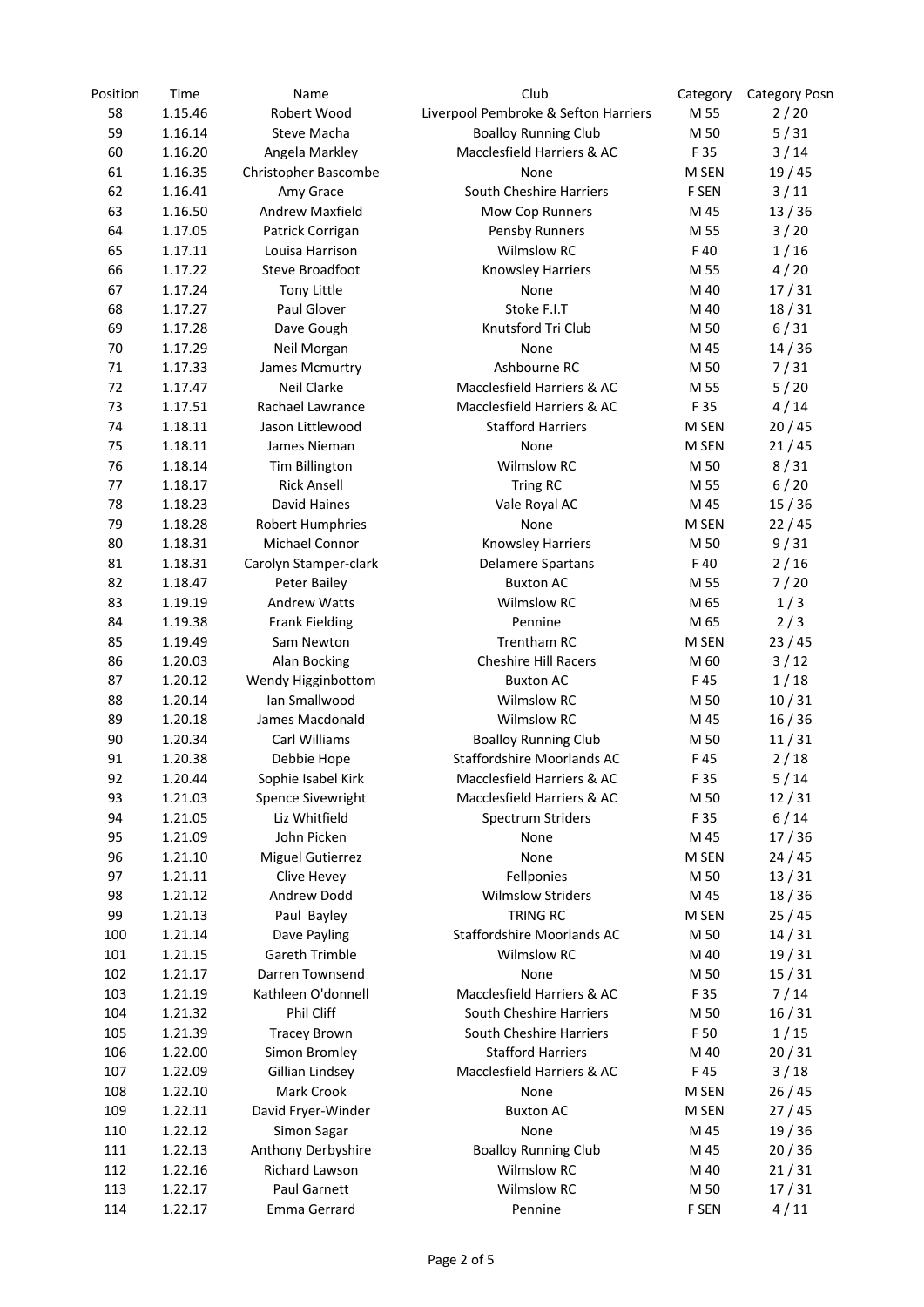| Position | Time | Name | Club | Category | Category Posn |
|---|---|---|---|---|---|
| 58 | 1.15.46 | Robert Wood | Liverpool Pembroke & Sefton Harriers | M 55 | 2 / 20 |
| 59 | 1.16.14 | Steve Macha | Boalloy Running Club | M 50 | 5 / 31 |
| 60 | 1.16.20 | Angela Markley | Macclesfield Harriers & AC | F 35 | 3 / 14 |
| 61 | 1.16.35 | Christopher Bascombe | None | M SEN | 19 / 45 |
| 62 | 1.16.41 | Amy Grace | South Cheshire Harriers | F SEN | 3 / 11 |
| 63 | 1.16.50 | Andrew Maxfield | Mow Cop Runners | M 45 | 13 / 36 |
| 64 | 1.17.05 | Patrick Corrigan | Pensby Runners | M 55 | 3 / 20 |
| 65 | 1.17.11 | Louisa Harrison | Wilmslow RC | F 40 | 1 / 16 |
| 66 | 1.17.22 | Steve Broadfoot | Knowsley Harriers | M 55 | 4 / 20 |
| 67 | 1.17.24 | Tony Little | None | M 40 | 17 / 31 |
| 68 | 1.17.27 | Paul Glover | Stoke F.I.T | M 40 | 18 / 31 |
| 69 | 1.17.28 | Dave Gough | Knutsford Tri Club | M 50 | 6 / 31 |
| 70 | 1.17.29 | Neil Morgan | None | M 45 | 14 / 36 |
| 71 | 1.17.33 | James Mcmurtry | Ashbourne RC | M 50 | 7 / 31 |
| 72 | 1.17.47 | Neil Clarke | Macclesfield Harriers & AC | M 55 | 5 / 20 |
| 73 | 1.17.51 | Rachael Lawrance | Macclesfield Harriers & AC | F 35 | 4 / 14 |
| 74 | 1.18.11 | Jason Littlewood | Stafford Harriers | M SEN | 20 / 45 |
| 75 | 1.18.11 | James Nieman | None | M SEN | 21 / 45 |
| 76 | 1.18.14 | Tim Billington | Wilmslow RC | M 50 | 8 / 31 |
| 77 | 1.18.17 | Rick Ansell | Tring RC | M 55 | 6 / 20 |
| 78 | 1.18.23 | David Haines | Vale Royal AC | M 45 | 15 / 36 |
| 79 | 1.18.28 | Robert Humphries | None | M SEN | 22 / 45 |
| 80 | 1.18.31 | Michael Connor | Knowsley Harriers | M 50 | 9 / 31 |
| 81 | 1.18.31 | Carolyn Stamper-clark | Delamere Spartans | F 40 | 2 / 16 |
| 82 | 1.18.47 | Peter Bailey | Buxton AC | M 55 | 7 / 20 |
| 83 | 1.19.19 | Andrew Watts | Wilmslow RC | M 65 | 1 / 3 |
| 84 | 1.19.38 | Frank Fielding | Pennine | M 65 | 2 / 3 |
| 85 | 1.19.49 | Sam Newton | Trentham RC | M SEN | 23 / 45 |
| 86 | 1.20.03 | Alan Bocking | Cheshire Hill Racers | M 60 | 3 / 12 |
| 87 | 1.20.12 | Wendy Higginbottom | Buxton AC | F 45 | 1 / 18 |
| 88 | 1.20.14 | Ian Smallwood | Wilmslow RC | M 50 | 10 / 31 |
| 89 | 1.20.18 | James Macdonald | Wilmslow RC | M 45 | 16 / 36 |
| 90 | 1.20.34 | Carl Williams | Boalloy Running Club | M 50 | 11 / 31 |
| 91 | 1.20.38 | Debbie Hope | Staffordshire Moorlands AC | F 45 | 2 / 18 |
| 92 | 1.20.44 | Sophie Isabel Kirk | Macclesfield Harriers & AC | F 35 | 5 / 14 |
| 93 | 1.21.03 | Spence Sivewright | Macclesfield Harriers & AC | M 50 | 12 / 31 |
| 94 | 1.21.05 | Liz Whitfield | Spectrum Striders | F 35 | 6 / 14 |
| 95 | 1.21.09 | John Picken | None | M 45 | 17 / 36 |
| 96 | 1.21.10 | Miguel Gutierrez | None | M SEN | 24 / 45 |
| 97 | 1.21.11 | Clive Hevey | Fellponies | M 50 | 13 / 31 |
| 98 | 1.21.12 | Andrew Dodd | Wilmslow Striders | M 45 | 18 / 36 |
| 99 | 1.21.13 | Paul Bayley | TRING RC | M SEN | 25 / 45 |
| 100 | 1.21.14 | Dave Payling | Staffordshire Moorlands AC | M 50 | 14 / 31 |
| 101 | 1.21.15 | Gareth Trimble | Wilmslow RC | M 40 | 19 / 31 |
| 102 | 1.21.17 | Darren Townsend | None | M 50 | 15 / 31 |
| 103 | 1.21.19 | Kathleen O'donnell | Macclesfield Harriers & AC | F 35 | 7 / 14 |
| 104 | 1.21.32 | Phil Cliff | South Cheshire Harriers | M 50 | 16 / 31 |
| 105 | 1.21.39 | Tracey Brown | South Cheshire Harriers | F 50 | 1 / 15 |
| 106 | 1.22.00 | Simon Bromley | Stafford Harriers | M 40 | 20 / 31 |
| 107 | 1.22.09 | Gillian Lindsey | Macclesfield Harriers & AC | F 45 | 3 / 18 |
| 108 | 1.22.10 | Mark Crook | None | M SEN | 26 / 45 |
| 109 | 1.22.11 | David Fryer-Winder | Buxton AC | M SEN | 27 / 45 |
| 110 | 1.22.12 | Simon Sagar | None | M 45 | 19 / 36 |
| 111 | 1.22.13 | Anthony Derbyshire | Boalloy Running Club | M 45 | 20 / 36 |
| 112 | 1.22.16 | Richard Lawson | Wilmslow RC | M 40 | 21 / 31 |
| 113 | 1.22.17 | Paul Garnett | Wilmslow RC | M 50 | 17 / 31 |
| 114 | 1.22.17 | Emma Gerrard | Pennine | F SEN | 4 / 11 |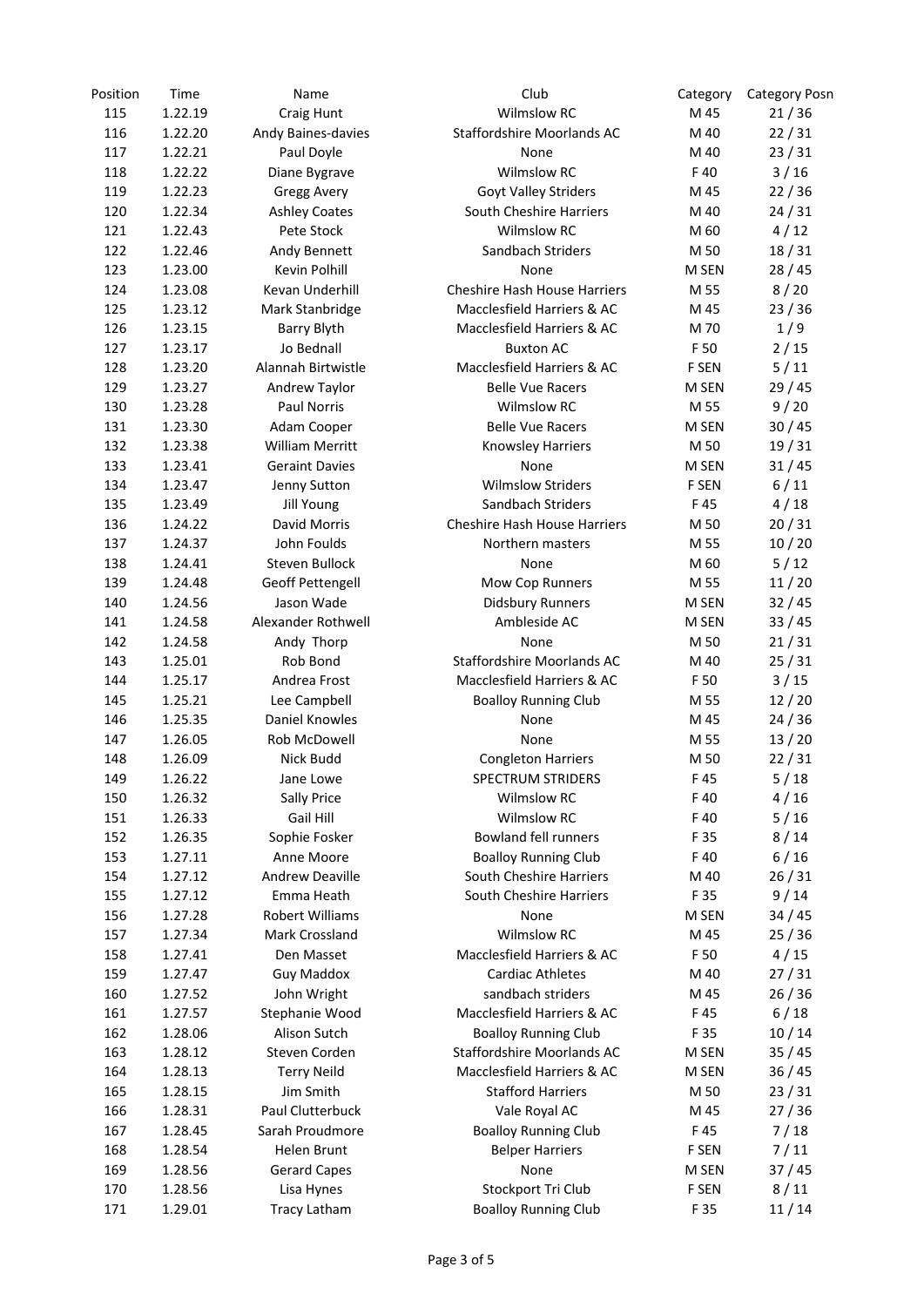| Position | Time | Name | Club | Category | Category Posn |
|---|---|---|---|---|---|
| 115 | 1.22.19 | Craig Hunt | Wilmslow RC | M 45 | 21 / 36 |
| 116 | 1.22.20 | Andy Baines-davies | Staffordshire Moorlands AC | M 40 | 22 / 31 |
| 117 | 1.22.21 | Paul Doyle | None | M 40 | 23 / 31 |
| 118 | 1.22.22 | Diane Bygrave | Wilmslow RC | F 40 | 3 / 16 |
| 119 | 1.22.23 | Gregg Avery | Goyt Valley Striders | M 45 | 22 / 36 |
| 120 | 1.22.34 | Ashley Coates | South Cheshire Harriers | M 40 | 24 / 31 |
| 121 | 1.22.43 | Pete Stock | Wilmslow RC | M 60 | 4 / 12 |
| 122 | 1.22.46 | Andy Bennett | Sandbach Striders | M 50 | 18 / 31 |
| 123 | 1.23.00 | Kevin Polhill | None | M SEN | 28 / 45 |
| 124 | 1.23.08 | Kevan Underhill | Cheshire Hash House Harriers | M 55 | 8 / 20 |
| 125 | 1.23.12 | Mark Stanbridge | Macclesfield Harriers & AC | M 45 | 23 / 36 |
| 126 | 1.23.15 | Barry Blyth | Macclesfield Harriers & AC | M 70 | 1 / 9 |
| 127 | 1.23.17 | Jo Bednall | Buxton AC | F 50 | 2 / 15 |
| 128 | 1.23.20 | Alannah Birtwistle | Macclesfield Harriers & AC | F SEN | 5 / 11 |
| 129 | 1.23.27 | Andrew Taylor | Belle Vue Racers | M SEN | 29 / 45 |
| 130 | 1.23.28 | Paul Norris | Wilmslow RC | M 55 | 9 / 20 |
| 131 | 1.23.30 | Adam Cooper | Belle Vue Racers | M SEN | 30 / 45 |
| 132 | 1.23.38 | William Merritt | Knowsley Harriers | M 50 | 19 / 31 |
| 133 | 1.23.41 | Geraint Davies | None | M SEN | 31 / 45 |
| 134 | 1.23.47 | Jenny Sutton | Wilmslow Striders | F SEN | 6 / 11 |
| 135 | 1.23.49 | Jill Young | Sandbach Striders | F 45 | 4 / 18 |
| 136 | 1.24.22 | David Morris | Cheshire Hash House Harriers | M 50 | 20 / 31 |
| 137 | 1.24.37 | John Foulds | Northern masters | M 55 | 10 / 20 |
| 138 | 1.24.41 | Steven Bullock | None | M 60 | 5 / 12 |
| 139 | 1.24.48 | Geoff Pettengell | Mow Cop Runners | M 55 | 11 / 20 |
| 140 | 1.24.56 | Jason Wade | Didsbury Runners | M SEN | 32 / 45 |
| 141 | 1.24.58 | Alexander Rothwell | Ambleside AC | M SEN | 33 / 45 |
| 142 | 1.24.58 | Andy Thorp | None | M 50 | 21 / 31 |
| 143 | 1.25.01 | Rob Bond | Staffordshire Moorlands AC | M 40 | 25 / 31 |
| 144 | 1.25.17 | Andrea Frost | Macclesfield Harriers & AC | F 50 | 3 / 15 |
| 145 | 1.25.21 | Lee Campbell | Boalloy Running Club | M 55 | 12 / 20 |
| 146 | 1.25.35 | Daniel Knowles | None | M 45 | 24 / 36 |
| 147 | 1.26.05 | Rob McDowell | None | M 55 | 13 / 20 |
| 148 | 1.26.09 | Nick Budd | Congleton Harriers | M 50 | 22 / 31 |
| 149 | 1.26.22 | Jane Lowe | SPECTRUM STRIDERS | F 45 | 5 / 18 |
| 150 | 1.26.32 | Sally Price | Wilmslow RC | F 40 | 4 / 16 |
| 151 | 1.26.33 | Gail Hill | Wilmslow RC | F 40 | 5 / 16 |
| 152 | 1.26.35 | Sophie Fosker | Bowland fell runners | F 35 | 8 / 14 |
| 153 | 1.27.11 | Anne Moore | Boalloy Running Club | F 40 | 6 / 16 |
| 154 | 1.27.12 | Andrew Deaville | South Cheshire Harriers | M 40 | 26 / 31 |
| 155 | 1.27.12 | Emma Heath | South Cheshire Harriers | F 35 | 9 / 14 |
| 156 | 1.27.28 | Robert Williams | None | M SEN | 34 / 45 |
| 157 | 1.27.34 | Mark Crossland | Wilmslow RC | M 45 | 25 / 36 |
| 158 | 1.27.41 | Den Masset | Macclesfield Harriers & AC | F 50 | 4 / 15 |
| 159 | 1.27.47 | Guy Maddox | Cardiac Athletes | M 40 | 27 / 31 |
| 160 | 1.27.52 | John Wright | sandbach striders | M 45 | 26 / 36 |
| 161 | 1.27.57 | Stephanie Wood | Macclesfield Harriers & AC | F 45 | 6 / 18 |
| 162 | 1.28.06 | Alison Sutch | Boalloy Running Club | F 35 | 10 / 14 |
| 163 | 1.28.12 | Steven Corden | Staffordshire Moorlands AC | M SEN | 35 / 45 |
| 164 | 1.28.13 | Terry Neild | Macclesfield Harriers & AC | M SEN | 36 / 45 |
| 165 | 1.28.15 | Jim Smith | Stafford Harriers | M 50 | 23 / 31 |
| 166 | 1.28.31 | Paul Clutterbuck | Vale Royal AC | M 45 | 27 / 36 |
| 167 | 1.28.45 | Sarah Proudmore | Boalloy Running Club | F 45 | 7 / 18 |
| 168 | 1.28.54 | Helen Brunt | Belper Harriers | F SEN | 7 / 11 |
| 169 | 1.28.56 | Gerard Capes | None | M SEN | 37 / 45 |
| 170 | 1.28.56 | Lisa Hynes | Stockport Tri Club | F SEN | 8 / 11 |
| 171 | 1.29.01 | Tracy Latham | Boalloy Running Club | F 35 | 11 / 14 |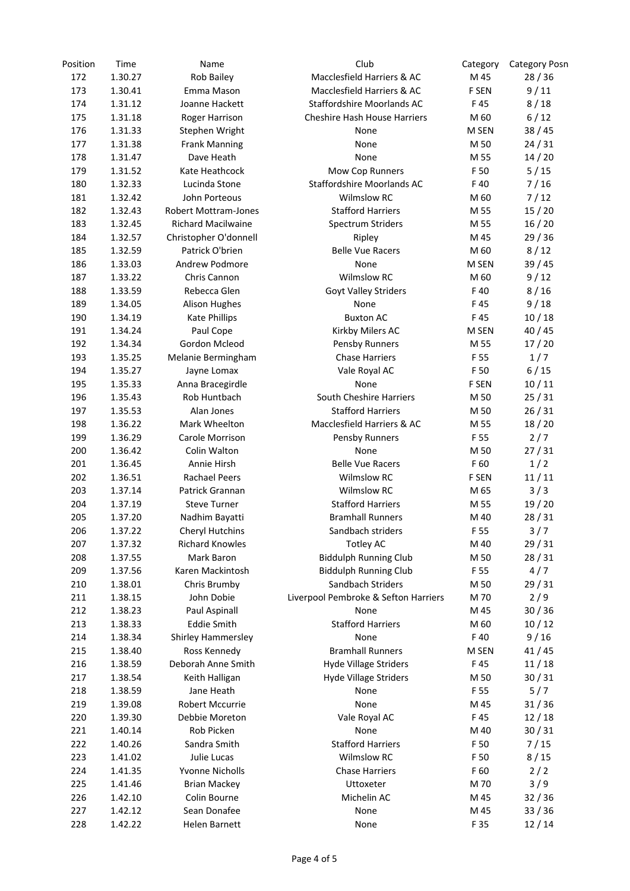| Position | Time | Name | Club | Category | Category Posn |
|---|---|---|---|---|---|
| 172 | 1.30.27 | Rob Bailey | Macclesfield Harriers & AC | M 45 | 28 / 36 |
| 173 | 1.30.41 | Emma Mason | Macclesfield Harriers & AC | F SEN | 9 / 11 |
| 174 | 1.31.12 | Joanne Hackett | Staffordshire Moorlands AC | F 45 | 8 / 18 |
| 175 | 1.31.18 | Roger Harrison | Cheshire Hash House Harriers | M 60 | 6 / 12 |
| 176 | 1.31.33 | Stephen Wright | None | M SEN | 38 / 45 |
| 177 | 1.31.38 | Frank Manning | None | M 50 | 24 / 31 |
| 178 | 1.31.47 | Dave Heath | None | M 55 | 14 / 20 |
| 179 | 1.31.52 | Kate Heathcock | Mow Cop Runners | F 50 | 5 / 15 |
| 180 | 1.32.33 | Lucinda Stone | Staffordshire Moorlands AC | F 40 | 7 / 16 |
| 181 | 1.32.42 | John Porteous | Wilmslow RC | M 60 | 7 / 12 |
| 182 | 1.32.43 | Robert Mottram-Jones | Stafford Harriers | M 55 | 15 / 20 |
| 183 | 1.32.45 | Richard Macilwaine | Spectrum Striders | M 55 | 16 / 20 |
| 184 | 1.32.57 | Christopher O'donnell | Ripley | M 45 | 29 / 36 |
| 185 | 1.32.59 | Patrick O'brien | Belle Vue Racers | M 60 | 8 / 12 |
| 186 | 1.33.03 | Andrew Podmore | None | M SEN | 39 / 45 |
| 187 | 1.33.22 | Chris Cannon | Wilmslow RC | M 60 | 9 / 12 |
| 188 | 1.33.59 | Rebecca Glen | Goyt Valley Striders | F 40 | 8 / 16 |
| 189 | 1.34.05 | Alison Hughes | None | F 45 | 9 / 18 |
| 190 | 1.34.19 | Kate Phillips | Buxton AC | F 45 | 10 / 18 |
| 191 | 1.34.24 | Paul Cope | Kirkby Milers AC | M SEN | 40 / 45 |
| 192 | 1.34.34 | Gordon Mcleod | Pensby Runners | M 55 | 17 / 20 |
| 193 | 1.35.25 | Melanie Bermingham | Chase Harriers | F 55 | 1 / 7 |
| 194 | 1.35.27 | Jayne Lomax | Vale Royal AC | F 50 | 6 / 15 |
| 195 | 1.35.33 | Anna Bracegirdle | None | F SEN | 10 / 11 |
| 196 | 1.35.43 | Rob Huntbach | South Cheshire Harriers | M 50 | 25 / 31 |
| 197 | 1.35.53 | Alan Jones | Stafford Harriers | M 50 | 26 / 31 |
| 198 | 1.36.22 | Mark Wheelton | Macclesfield Harriers & AC | M 55 | 18 / 20 |
| 199 | 1.36.29 | Carole Morrison | Pensby Runners | F 55 | 2 / 7 |
| 200 | 1.36.42 | Colin Walton | None | M 50 | 27 / 31 |
| 201 | 1.36.45 | Annie Hirsh | Belle Vue Racers | F 60 | 1 / 2 |
| 202 | 1.36.51 | Rachael Peers | Wilmslow RC | F SEN | 11 / 11 |
| 203 | 1.37.14 | Patrick Grannan | Wilmslow RC | M 65 | 3 / 3 |
| 204 | 1.37.19 | Steve Turner | Stafford Harriers | M 55 | 19 / 20 |
| 205 | 1.37.20 | Nadhim Bayatti | Bramhall Runners | M 40 | 28 / 31 |
| 206 | 1.37.22 | Cheryl Hutchins | Sandbach striders | F 55 | 3 / 7 |
| 207 | 1.37.32 | Richard Knowles | Totley AC | M 40 | 29 / 31 |
| 208 | 1.37.55 | Mark Baron | Biddulph Running Club | M 50 | 28 / 31 |
| 209 | 1.37.56 | Karen Mackintosh | Biddulph Running Club | F 55 | 4 / 7 |
| 210 | 1.38.01 | Chris Brumby | Sandbach Striders | M 50 | 29 / 31 |
| 211 | 1.38.15 | John Dobie | Liverpool Pembroke & Sefton Harriers | M 70 | 2 / 9 |
| 212 | 1.38.23 | Paul Aspinall | None | M 45 | 30 / 36 |
| 213 | 1.38.33 | Eddie Smith | Stafford Harriers | M 60 | 10 / 12 |
| 214 | 1.38.34 | Shirley Hammersley | None | F 40 | 9 / 16 |
| 215 | 1.38.40 | Ross Kennedy | Bramhall Runners | M SEN | 41 / 45 |
| 216 | 1.38.59 | Deborah Anne Smith | Hyde Village Striders | F 45 | 11 / 18 |
| 217 | 1.38.54 | Keith Halligan | Hyde Village Striders | M 50 | 30 / 31 |
| 218 | 1.38.59 | Jane Heath | None | F 55 | 5 / 7 |
| 219 | 1.39.08 | Robert Mccurrie | None | M 45 | 31 / 36 |
| 220 | 1.39.30 | Debbie Moreton | Vale Royal AC | F 45 | 12 / 18 |
| 221 | 1.40.14 | Rob Picken | None | M 40 | 30 / 31 |
| 222 | 1.40.26 | Sandra Smith | Stafford Harriers | F 50 | 7 / 15 |
| 223 | 1.41.02 | Julie Lucas | Wilmslow RC | F 50 | 8 / 15 |
| 224 | 1.41.35 | Yvonne Nicholls | Chase Harriers | F 60 | 2 / 2 |
| 225 | 1.41.46 | Brian Mackey | Uttoxeter | M 70 | 3 / 9 |
| 226 | 1.42.10 | Colin Bourne | Michelin AC | M 45 | 32 / 36 |
| 227 | 1.42.12 | Sean Donafee | None | M 45 | 33 / 36 |
| 228 | 1.42.22 | Helen Barnett | None | F 35 | 12 / 14 |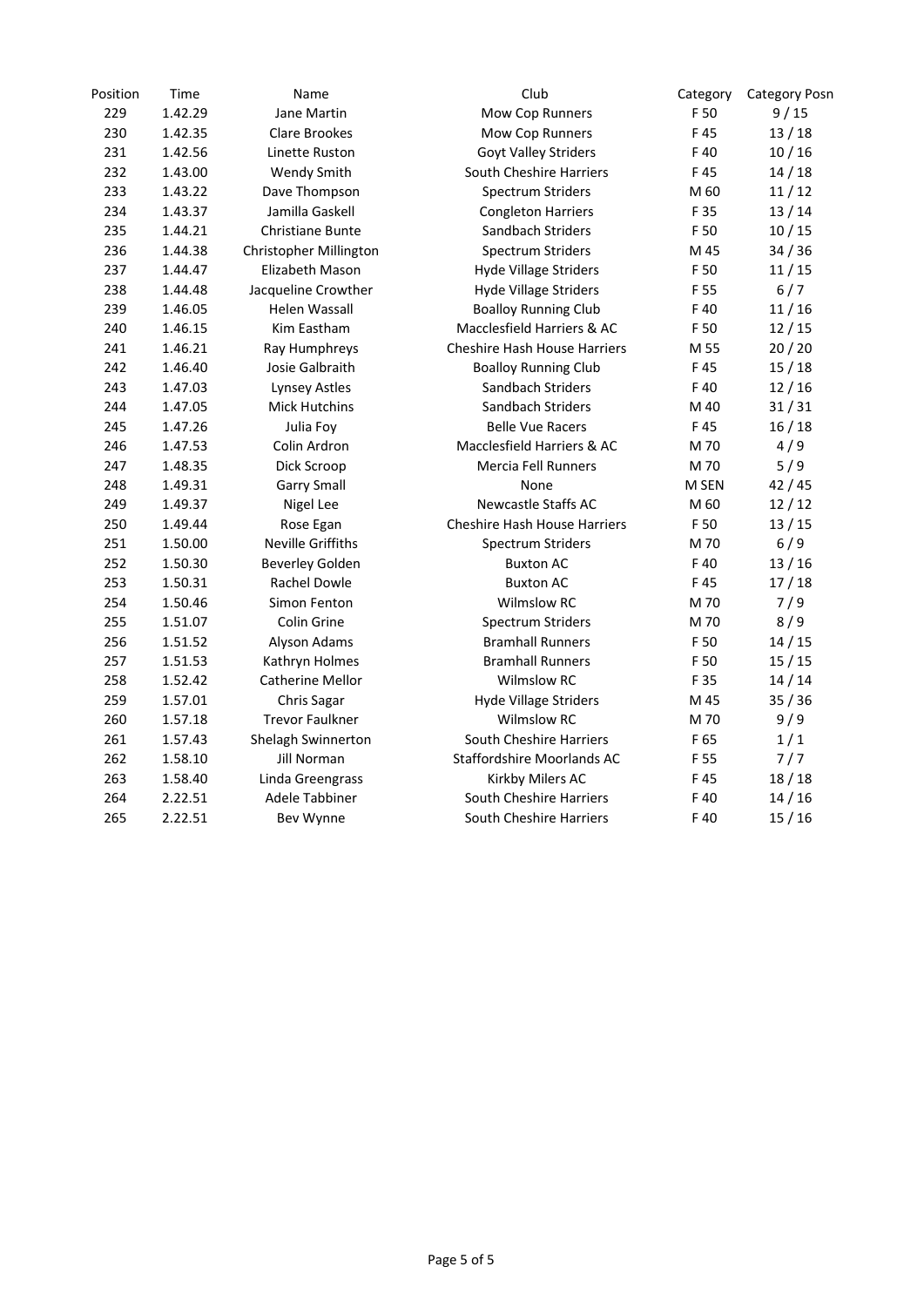| Position | Time | Name | Club | Category | Category Posn |
|---|---|---|---|---|---|
| 229 | 1.42.29 | Jane Martin | Mow Cop Runners | F 50 | 9 / 15 |
| 230 | 1.42.35 | Clare Brookes | Mow Cop Runners | F 45 | 13 / 18 |
| 231 | 1.42.56 | Linette Ruston | Goyt Valley Striders | F 40 | 10 / 16 |
| 232 | 1.43.00 | Wendy Smith | South Cheshire Harriers | F 45 | 14 / 18 |
| 233 | 1.43.22 | Dave Thompson | Spectrum Striders | M 60 | 11 / 12 |
| 234 | 1.43.37 | Jamilla Gaskell | Congleton Harriers | F 35 | 13 / 14 |
| 235 | 1.44.21 | Christiane Bunte | Sandbach Striders | F 50 | 10 / 15 |
| 236 | 1.44.38 | Christopher Millington | Spectrum Striders | M 45 | 34 / 36 |
| 237 | 1.44.47 | Elizabeth Mason | Hyde Village Striders | F 50 | 11 / 15 |
| 238 | 1.44.48 | Jacqueline Crowther | Hyde Village Striders | F 55 | 6 / 7 |
| 239 | 1.46.05 | Helen Wassall | Boalloy Running Club | F 40 | 11 / 16 |
| 240 | 1.46.15 | Kim Eastham | Macclesfield Harriers & AC | F 50 | 12 / 15 |
| 241 | 1.46.21 | Ray Humphreys | Cheshire Hash House Harriers | M 55 | 20 / 20 |
| 242 | 1.46.40 | Josie Galbraith | Boalloy Running Club | F 45 | 15 / 18 |
| 243 | 1.47.03 | Lynsey Astles | Sandbach Striders | F 40 | 12 / 16 |
| 244 | 1.47.05 | Mick Hutchins | Sandbach Striders | M 40 | 31 / 31 |
| 245 | 1.47.26 | Julia Foy | Belle Vue Racers | F 45 | 16 / 18 |
| 246 | 1.47.53 | Colin Ardron | Macclesfield Harriers & AC | M 70 | 4 / 9 |
| 247 | 1.48.35 | Dick Scroop | Mercia Fell Runners | M 70 | 5 / 9 |
| 248 | 1.49.31 | Garry Small | None | M SEN | 42 / 45 |
| 249 | 1.49.37 | Nigel Lee | Newcastle Staffs AC | M 60 | 12 / 12 |
| 250 | 1.49.44 | Rose Egan | Cheshire Hash House Harriers | F 50 | 13 / 15 |
| 251 | 1.50.00 | Neville Griffiths | Spectrum Striders | M 70 | 6 / 9 |
| 252 | 1.50.30 | Beverley Golden | Buxton AC | F 40 | 13 / 16 |
| 253 | 1.50.31 | Rachel Dowle | Buxton AC | F 45 | 17 / 18 |
| 254 | 1.50.46 | Simon Fenton | Wilmslow RC | M 70 | 7 / 9 |
| 255 | 1.51.07 | Colin Grine | Spectrum Striders | M 70 | 8 / 9 |
| 256 | 1.51.52 | Alyson Adams | Bramhall Runners | F 50 | 14 / 15 |
| 257 | 1.51.53 | Kathryn Holmes | Bramhall Runners | F 50 | 15 / 15 |
| 258 | 1.52.42 | Catherine Mellor | Wilmslow RC | F 35 | 14 / 14 |
| 259 | 1.57.01 | Chris Sagar | Hyde Village Striders | M 45 | 35 / 36 |
| 260 | 1.57.18 | Trevor Faulkner | Wilmslow RC | M 70 | 9 / 9 |
| 261 | 1.57.43 | Shelagh Swinnerton | South Cheshire Harriers | F 65 | 1 / 1 |
| 262 | 1.58.10 | Jill Norman | Staffordshire Moorlands AC | F 55 | 7 / 7 |
| 263 | 1.58.40 | Linda Greengrass | Kirkby Milers AC | F 45 | 18 / 18 |
| 264 | 2.22.51 | Adele Tabbiner | South Cheshire Harriers | F 40 | 14 / 16 |
| 265 | 2.22.51 | Bev Wynne | South Cheshire Harriers | F 40 | 15 / 16 |